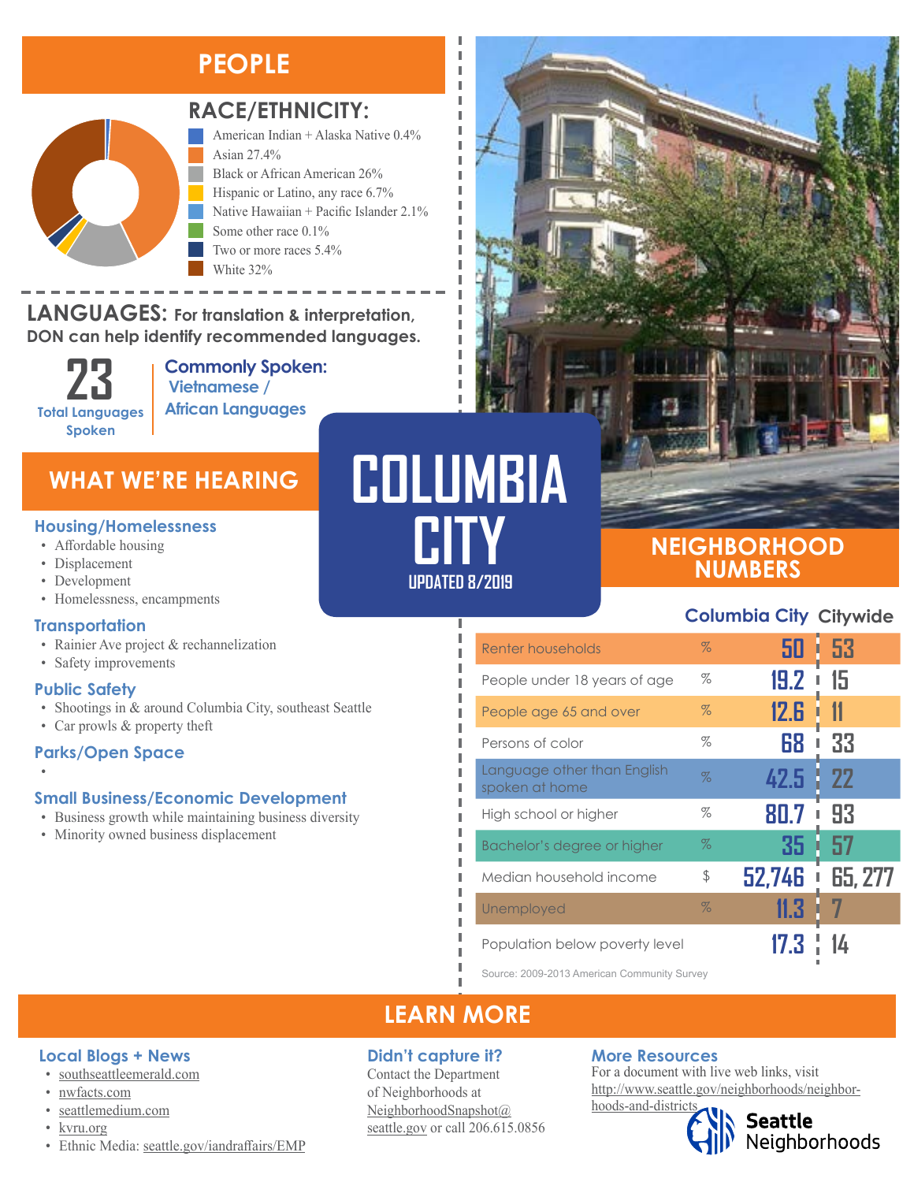# COLUMBIA CITY

UPDATED 8/2019

## PEOPLE

### RACE/ETHNICITY:

- American Indian + Alaska Native 0.4%
- Asian 27.4%
- Black or African American 26%
- Hispanic or Latino, any race 6.7%
- Native Hawaiian + Pacific Islander 2.1%
- Some other race 0.1%
- Two or more races 5.4%
- White 32%

### LANGUAGES: For translation & interpretation, DON can help identify recommended languages.

**23** Total Languages Spoken

**Commonly Spoken:** Vietnamese / African Languages

## WHAT WE'RE HEARING

### Housing/Homelessness

- Affordable housing
- Displacement
- Development
- Homelessness, encampments

### Transportation

- Rainier Ave project & rechannelization
- Safety improvements

### Public Safety

- Shootings in & around Columbia City, southeast Seattle
- Car prowls & property theft

### Parks/Open Space

-

### Small Business/Economic Development

- Business growth while maintaining business diversity
- Minority owned business displacement

## NEIGHBORHOOD NUMBERS

| | | Columbia City | Citywide |
|---|---|---|---|
| Renter households | % | 50 | 53 |
| People under 18 years of age | % | 19.2 | 15 |
| People age 65 and over | % | 12.6 | 11 |
| Persons of color | % | 68 | 33 |
| Language other than English spoken at home | % | 42.5 | 22 |
| High school or higher | % | 80.7 | 93 |
| Bachelor's degree or higher | % | 35 | 57 |
| Median household income | $ | 52,746 | 65, 277 |
| Unemployed | % | 11.3 | 7 |
| Population below poverty level | | 17.3 | 14 |

Source: 2009-2013 American Community Survey

## LEARN MORE

### Local Blogs + News

- southseattleemerald.com
- nwfacts.com
- seattlemedium.com
- kvru.org
- Ethnic Media: seattle.gov/iandraffairs/EMP

### Didn't capture it?

Contact the Department of Neighborhoods at NeighborhoodSnapshot@seattle.gov or call 206.615.0856

### More Resources

For a document with live web links, visit http://www.seattle.gov/neighborhoods/neighborhoods-and-districts

Seattle Neighborhoods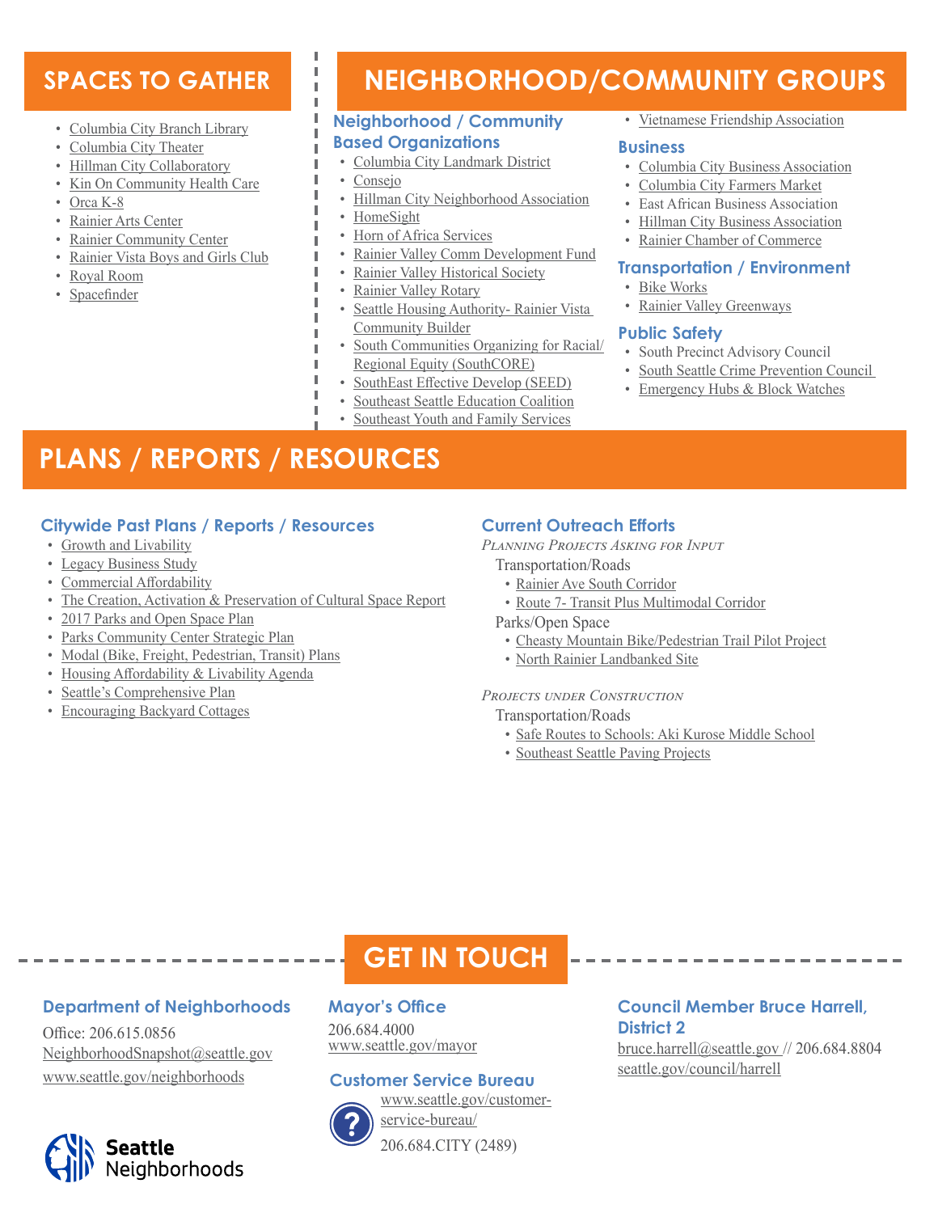## SPACES TO GATHER

- Columbia City Branch Library
- Columbia City Theater
- Hillman City Collaboratory
- Kin On Community Health Care
- Orca K-8
- Rainier Arts Center
- Rainier Community Center
- Rainier Vista Boys and Girls Club
- Royal Room
- Spacefinder

## NEIGHBORHOOD/COMMUNITY GROUPS

### Neighborhood / Community Based Organizations

- Columbia City Landmark District
- Consejo
- Hillman City Neighborhood Association
- HomeSight
- Horn of Africa Services
- Rainier Valley Comm Development Fund
- Rainier Valley Historical Society
- Rainier Valley Rotary
- Seattle Housing Authority- Rainier Vista Community Builder
- South Communities Organizing for Racial/ Regional Equity (SouthCORE)
- SouthEast Effective Develop (SEED)
- Southeast Seattle Education Coalition
- Southeast Youth and Family Services
- Vietnamese Friendship Association

### Business

- Columbia City Business Association
- Columbia City Farmers Market
- East African Business Association
- Hillman City Business Association
- Rainier Chamber of Commerce

### Transportation / Environment

- Bike Works
- Rainier Valley Greenways

### Public Safety

- South Precinct Advisory Council
- South Seattle Crime Prevention Council
- Emergency Hubs & Block Watches

## PLANS / REPORTS / RESOURCES

### Citywide Past Plans / Reports / Resources

- Growth and Livability
- Legacy Business Study
- Commercial Affordability
- The Creation, Activation & Preservation of Cultural Space Report
- 2017 Parks and Open Space Plan
- Parks Community Center Strategic Plan
- Modal (Bike, Freight, Pedestrian, Transit) Plans
- Housing Affordability & Livability Agenda
- Seattle's Comprehensive Plan
- Encouraging Backyard Cottages

### Current Outreach Efforts

*Planning Projects Asking for Input*

Transportation/Roads

- Rainier Ave South Corridor
- Route 7- Transit Plus Multimodal Corridor

Parks/Open Space

- Cheasty Mountain Bike/Pedestrian Trail Pilot Project
- North Rainier Landbanked Site

*Projects under Construction*

Transportation/Roads

- Safe Routes to Schools: Aki Kurose Middle School
- Southeast Seattle Paving Projects

## GET IN TOUCH

### Department of Neighborhoods

Office: 206.615.0856
NeighborhoodSnapshot@seattle.gov
www.seattle.gov/neighborhoods

Seattle Neighborhoods

### Mayor's Office

206.684.4000
www.seattle.gov/mayor

### Customer Service Bureau

www.seattle.gov/customer-service-bureau/
206.684.CITY (2489)

### Council Member Bruce Harrell, District 2

bruce.harrell@seattle.gov // 206.684.8804
seattle.gov/council/harrell